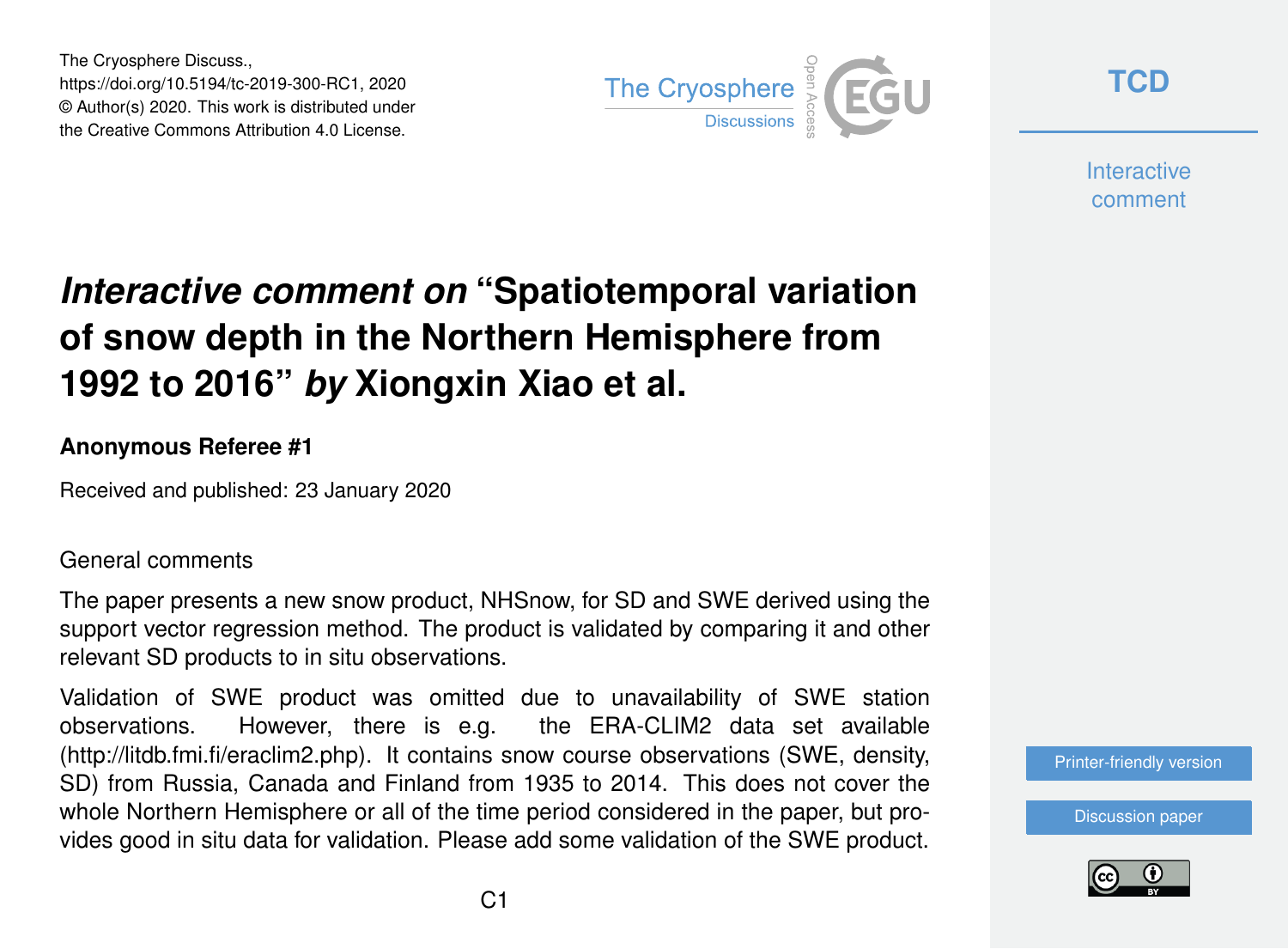# *Interactive comment on* "Spatiotemporal variation of snow depth in the Northern Hemisphere from 1992 to 2016" *by* Xiongxin Xiao et al.

**Anonymous Referee #1**

Received and published: 23 January 2020

General comments

The paper presents a new snow product, NHSnow, for SD and SWE derived using the support vector regression method. The product is validated by comparing it and other relevant SD products to in situ observations.

Validation of SWE product was omitted due to unavailability of SWE station observations. However, there is e.g. the ERA-CLIM2 data set available (http://litdb.fmi.fi/eraclim2.php). It contains snow course observations (SWE, density, SD) from Russia, Canada and Finland from 1935 to 2014. This does not cover the whole Northern Hemisphere or all of the time period considered in the paper, but provides good in situ data for validation. Please add some validation of the SWE product.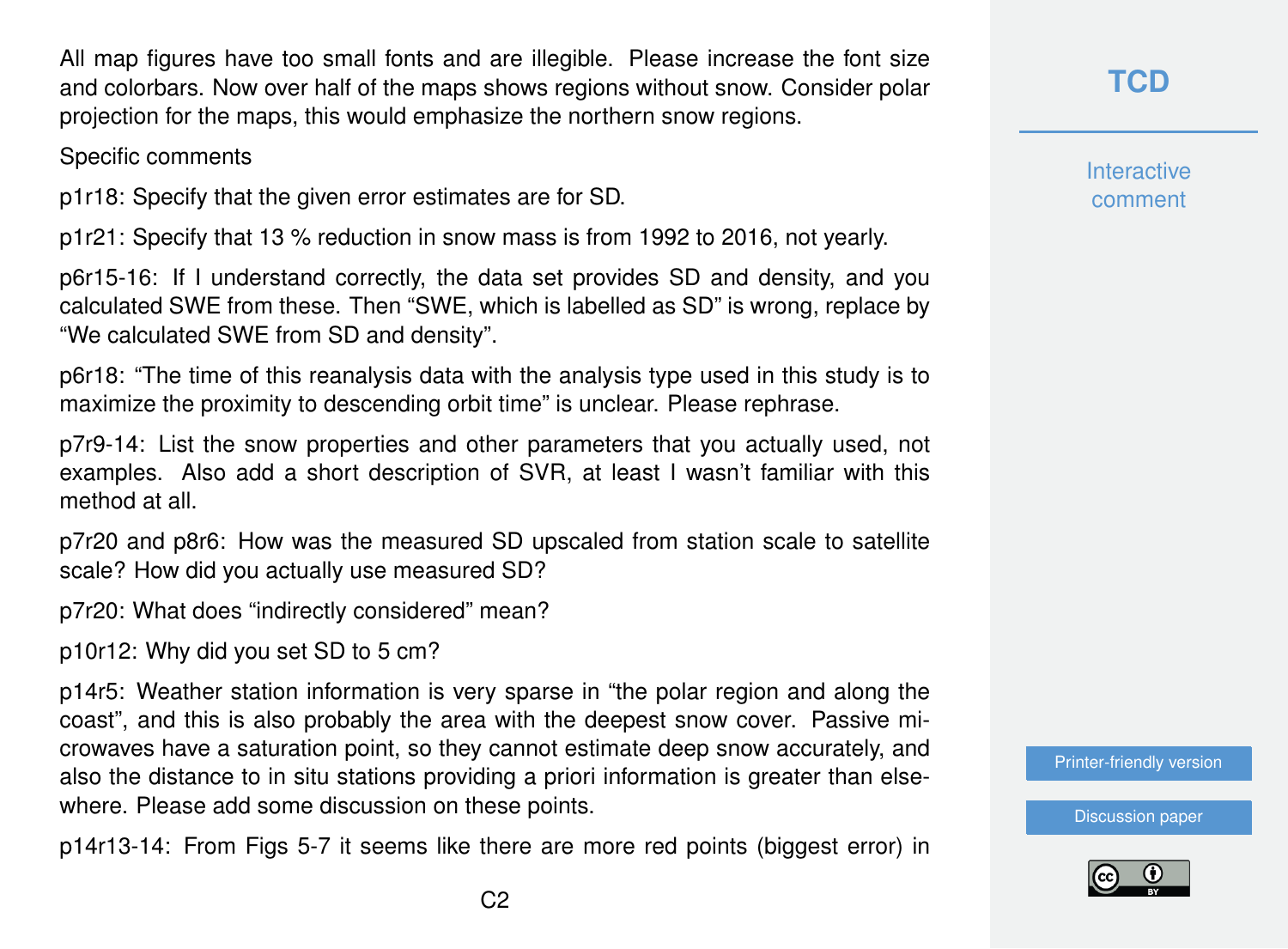All map figures have too small fonts and are illegible. Please increase the font size and colorbars. Now over half of the maps shows regions without snow. Consider polar projection for the maps, this would emphasize the northern snow regions.

Specific comments

p1r18: Specify that the given error estimates are for SD.

p1r21: Specify that 13 % reduction in snow mass is from 1992 to 2016, not yearly.

p6r15-16: If I understand correctly, the data set provides SD and density, and you calculated SWE from these. Then "SWE, which is labelled as SD" is wrong, replace by "We calculated SWE from SD and density".

p6r18: "The time of this reanalysis data with the analysis type used in this study is to maximize the proximity to descending orbit time" is unclear. Please rephrase.

p7r9-14: List the snow properties and other parameters that you actually used, not examples. Also add a short description of SVR, at least I wasn't familiar with this method at all.

p7r20 and p8r6: How was the measured SD upscaled from station scale to satellite scale? How did you actually use measured SD?

p7r20: What does "indirectly considered" mean?

p10r12: Why did you set SD to 5 cm?

p14r5: Weather station information is very sparse in "the polar region and along the coast", and this is also probably the area with the deepest snow cover. Passive microwaves have a saturation point, so they cannot estimate deep snow accurately, and also the distance to in situ stations providing a priori information is greater than elsewhere. Please add some discussion on these points.

p14r13-14: From Figs 5-7 it seems like there are more red points (biggest error) in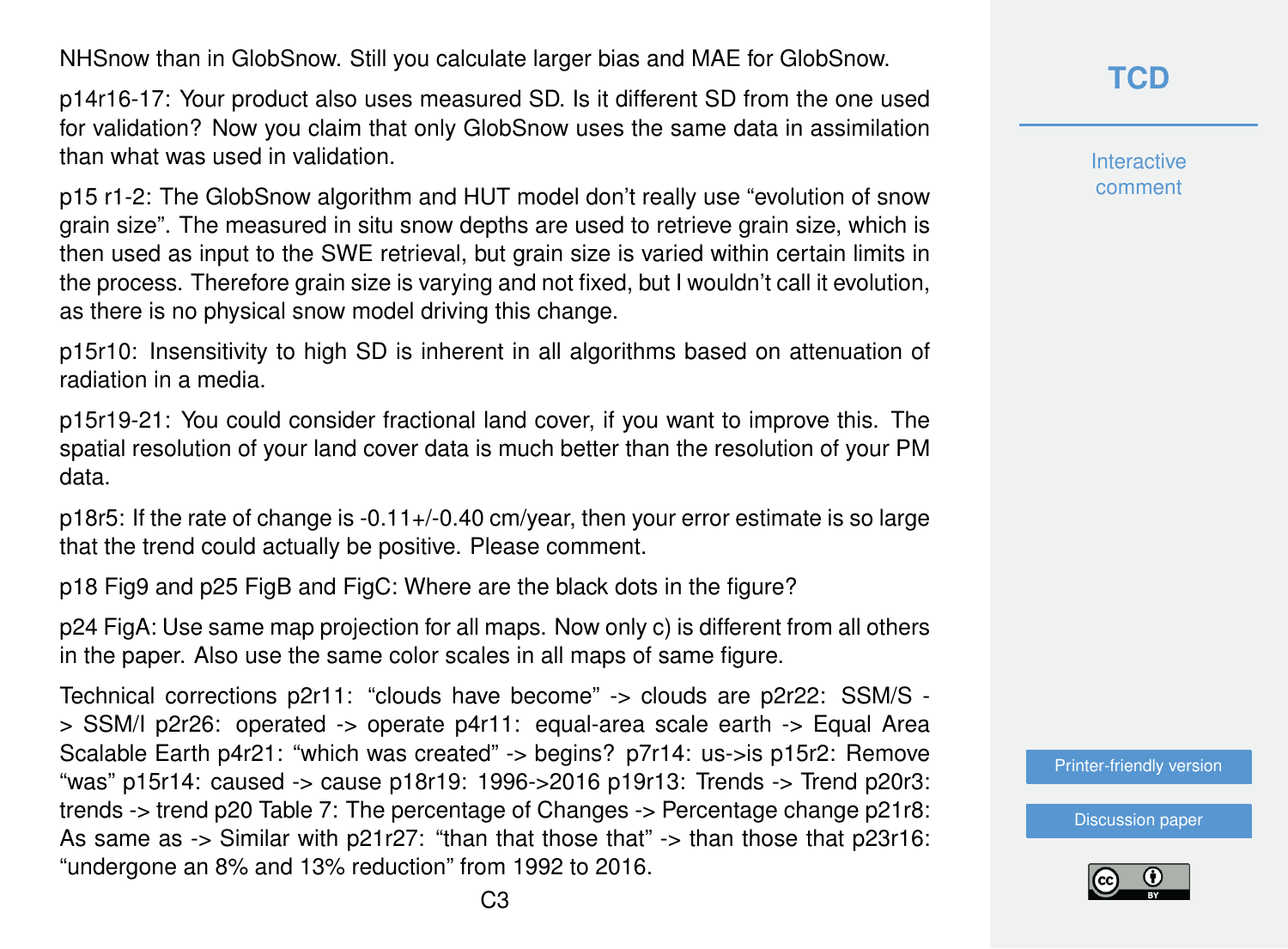NHSnow than in GlobSnow. Still you calculate larger bias and MAE for GlobSnow.

p14r16-17: Your product also uses measured SD. Is it different SD from the one used for validation? Now you claim that only GlobSnow uses the same data in assimilation than what was used in validation.

p15 r1-2: The GlobSnow algorithm and HUT model don't really use "evolution of snow grain size". The measured in situ snow depths are used to retrieve grain size, which is then used as input to the SWE retrieval, but grain size is varied within certain limits in the process. Therefore grain size is varying and not fixed, but I wouldn't call it evolution, as there is no physical snow model driving this change.

p15r10: Insensitivity to high SD is inherent in all algorithms based on attenuation of radiation in a media.

p15r19-21: You could consider fractional land cover, if you want to improve this. The spatial resolution of your land cover data is much better than the resolution of your PM data.

p18r5: If the rate of change is -0.11+/-0.40 cm/year, then your error estimate is so large that the trend could actually be positive. Please comment.

p18 Fig9 and p25 FigB and FigC: Where are the black dots in the figure?

p24 FigA: Use same map projection for all maps. Now only c) is different from all others in the paper. Also use the same color scales in all maps of same figure.

Technical corrections p2r11: "clouds have become" -> clouds are p2r22: SSM/S -> SSM/I p2r26: operated -> operate p4r11: equal-area scale earth -> Equal Area Scalable Earth p4r21: "which was created" -> begins? p7r14: us->is p15r2: Remove "was" p15r14: caused -> cause p18r19: 1996->2016 p19r13: Trends -> Trend p20r3: trends -> trend p20 Table 7: The percentage of Changes -> Percentage change p21r8: As same as -> Similar with p21r27: "than that those that" -> than those that p23r16: "undergone an 8% and 13% reduction" from 1992 to 2016.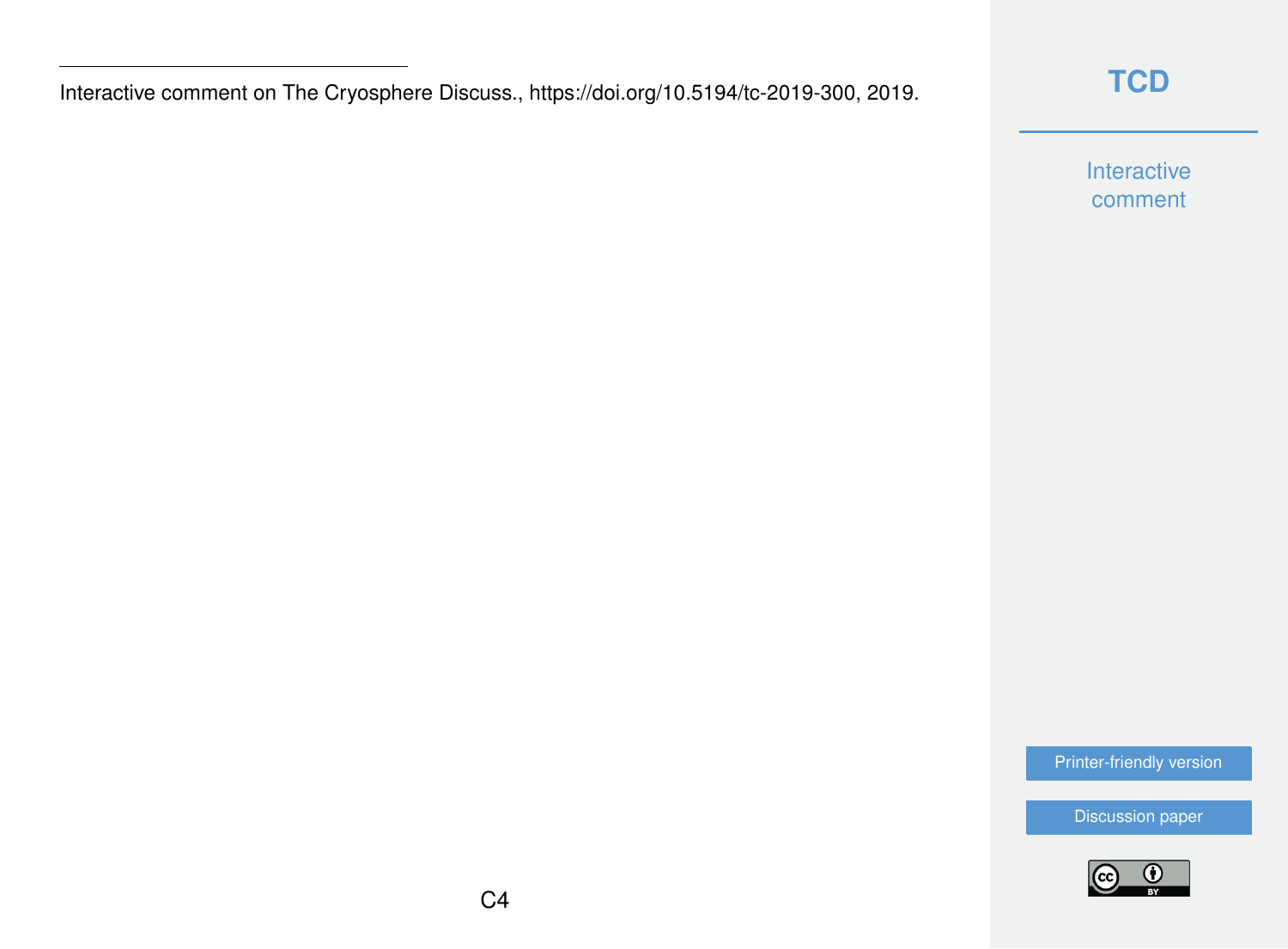Interactive comment on The Cryosphere Discuss., https://doi.org/10.5194/tc-2019-300, 2019.